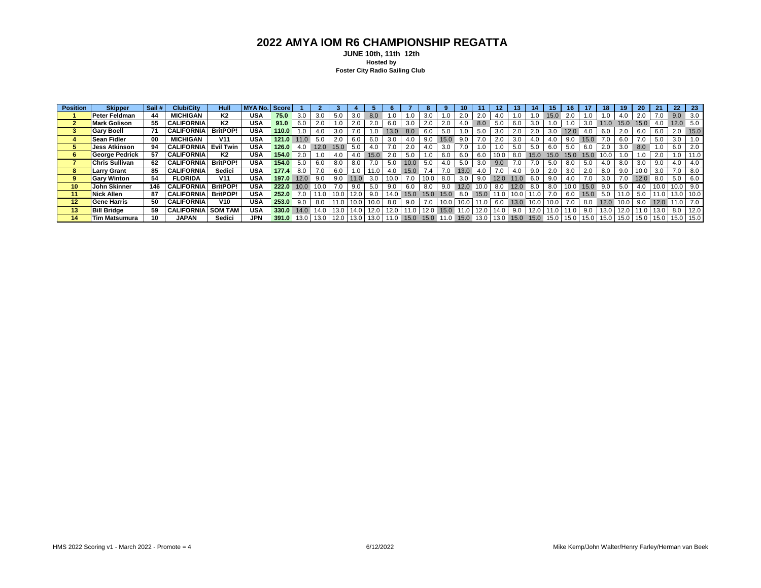# 2022 AMYA IOM R6 CHAMPIONSHIP REGATTA

**JUNE 10th, 11th 12th**

**Hosted by**

**Foster City Radio Sailing Club**

| Position | Skipper | Sail # | Club/City | Hull | MYA No. | Score | 1 | 2 | 3 | 4 | 5 | 6 | 7 | 8 | 9 | 10 | 11 | 12 | 13 | 14 | 15 | 16 | 17 | 18 | 19 | 20 | 21 | 22 | 23 |
|---|---|---|---|---|---|---|---|---|---|---|---|---|---|---|---|---|---|---|---|---|---|---|---|---|---|---|---|---|---|
| 1 | Peter Feldman | 44 | MICHIGAN | K2 | USA | 75.0 | 3.0 | 3.0 | 5.0 | 3.0 | 8.0 | 1.0 | 1.0 | 3.0 | 1.0 | 2.0 | 2.0 | 4.0 | 1.0 | 1.0 | 15.0 | 2.0 | 1.0 | 1.0 | 4.0 | 2.0 | 7.0 | 9.0 | 3.0 |
| 2 | Mark Golison | 55 | CALIFORNIA | K2 | USA | 91.0 | 6.0 | 2.0 | 1.0 | 2.0 | 2.0 | 6.0 | 3.0 | 2.0 | 2.0 | 4.0 | 8.0 | 5.0 | 6.0 | 3.0 | 1.0 | 1.0 | 3.0 | 11.0 | 15.0 | 15.0 | 4.0 | 12.0 | 5.0 |
| 3 | Gary Boell | 71 | CALIFORNIA | BritPOP! | USA | 110.0 | 1.0 | 4.0 | 3.0 | 7.0 | 1.0 | 13.0 | 8.0 | 6.0 | 5.0 | 1.0 | 5.0 | 3.0 | 2.0 | 2.0 | 3.0 | 12.0 | 4.0 | 6.0 | 2.0 | 6.0 | 6.0 | 2.0 | 15.0 |
| 4 | Sean Fidler | 00 | MICHIGAN | V11 | USA | 121.0 | 11.0 | 5.0 | 2.0 | 6.0 | 6.0 | 3.0 | 4.0 | 9.0 | 15.0 | 9.0 | 7.0 | 2.0 | 3.0 | 4.0 | 4.0 | 9.0 | 15.0 | 7.0 | 6.0 | 7.0 | 5.0 | 3.0 | 1.0 |
| 5 | Jess Atkinson | 94 | CALIFORNIA | Evil Twin | USA | 126.0 | 4.0 | 12.0 | 15.0 | 5.0 | 4.0 | 7.0 | 2.0 | 4.0 | 3.0 | 7.0 | 1.0 | 1.0 | 5.0 | 5.0 | 6.0 | 5.0 | 6.0 | 2.0 | 3.0 | 8.0 | 1.0 | 6.0 | 2.0 |
| 6 | George Pedrick | 57 | CALIFORNIA | K2 | USA | 154.0 | 2.0 | 1.0 | 4.0 | 4.0 | 15.0 | 2.0 | 5.0 | 1.0 | 6.0 | 6.0 | 6.0 | 10.0 | 8.0 | 15.0 | 15.0 | 15.0 | 15.0 | 10.0 | 1.0 | 1.0 | 2.0 | 1.0 | 11.0 |
| 7 | Chris Sullivan | 62 | CALIFORNIA | BritPOP! | USA | 154.0 | 5.0 | 6.0 | 8.0 | 8.0 | 7.0 | 5.0 | 10.0 | 5.0 | 4.0 | 5.0 | 3.0 | 9.0 | 7.0 | 7.0 | 5.0 | 8.0 | 5.0 | 4.0 | 8.0 | 3.0 | 9.0 | 4.0 | 4.0 |
| 8 | Larry Grant | 85 | CALIFORNIA | Sedici | USA | 177.4 | 8.0 | 7.0 | 6.0 | 1.0 | 11.0 | 4.0 | 15.0 | 7.4 | 7.0 | 13.0 | 4.0 | 7.0 | 4.0 | 9.0 | 2.0 | 3.0 | 2.0 | 8.0 | 9.0 | 10.0 | 3.0 | 7.0 | 8.0 |
| 9 | Gary Winton | 54 | FLORIDA | V11 | USA | 197.0 | 12.0 | 9.0 | 9.0 | 11.0 | 3.0 | 10.0 | 7.0 | 10.0 | 8.0 | 3.0 | 9.0 | 12.0 | 11.0 | 6.0 | 9.0 | 4.0 | 7.0 | 3.0 | 7.0 | 12.0 | 8.0 | 5.0 | 6.0 |
| 10 | John Skinner | 146 | CALIFORNIA | BritPOP! | USA | 222.0 | 10.0 | 10.0 | 7.0 | 9.0 | 5.0 | 9.0 | 6.0 | 8.0 | 9.0 | 12.0 | 10.0 | 8.0 | 12.0 | 8.0 | 8.0 | 10.0 | 15.0 | 9.0 | 5.0 | 4.0 | 10.0 | 10.0 | 9.0 |
| 11 | Nick Allen | 87 | CALIFORNIA | BritPOP! | USA | 252.0 | 7.0 | 11.0 | 10.0 | 12.0 | 9.0 | 14.0 | 15.0 | 15.0 | 15.0 | 8.0 | 15.0 | 11.0 | 10.0 | 11.0 | 7.0 | 6.0 | 15.0 | 5.0 | 11.0 | 5.0 | 11.0 | 13.0 | 10.0 |
| 12 | Gene Harris | 50 | CALIFORNIA | V10 | USA | 253.0 | 9.0 | 8.0 | 11.0 | 10.0 | 10.0 | 8.0 | 9.0 | 7.0 | 10.0 | 10.0 | 11.0 | 6.0 | 13.0 | 10.0 | 10.0 | 7.0 | 8.0 | 12.0 | 10.0 | 9.0 | 12.0 | 11.0 | 7.0 |
| 13 | Bill Bridge | 59 | CALIFORNIA | SOM TAM | USA | 330.0 | 14.0 | 14.0 | 13.0 | 14.0 | 12.0 | 12.0 | 11.0 | 12.0 | 15.0 | 11.0 | 12.0 | 14.0 | 9.0 | 12.0 | 11.0 | 11.0 | 9.0 | 13.0 | 12.0 | 11.0 | 13.0 | 8.0 | 12.0 |
| 14 | Tim Matsumura | 10 | JAPAN | Sedici | JPN | 391.0 | 13.0 | 13.0 | 12.0 | 13.0 | 13.0 | 11.0 | 15.0 | 15.0 | 11.0 | 15.0 | 13.0 | 13.0 | 15.0 | 15.0 | 15.0 | 15.0 | 15.0 | 15.0 | 15.0 | 15.0 | 15.0 | 15.0 | 15.0 |

HMS 2022 Scoring v1 - March 2022 - Promote = 4 6/12/2022 Mike Kemp/John Walter/Henry Farley/Herman van Beek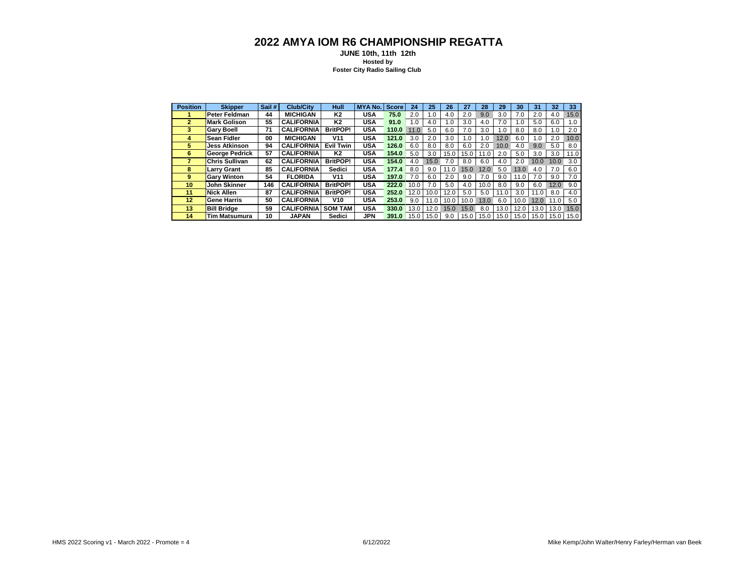# 2022 AMYA IOM R6 CHAMPIONSHIP REGATTA

**JUNE 10th, 11th 12th**

**Hosted by**

**Foster City Radio Sailing Club**

| Position | Skipper | Sail # | Club/City | Hull | MYA No. | Score | 24 | 25 | 26 | 27 | 28 | 29 | 30 | 31 | 32 | 33 |
|---|---|---|---|---|---|---|---|---|---|---|---|---|---|---|---|---|
| 1 | Peter Feldman | 44 | MICHIGAN | K2 | USA | 75.0 | 2.0 | 1.0 | 4.0 | 2.0 | 9.0 | 3.0 | 7.0 | 2.0 | 4.0 | 15.0 |
| 2 | Mark Golison | 55 | CALIFORNIA | K2 | USA | 91.0 | 1.0 | 4.0 | 1.0 | 3.0 | 4.0 | 7.0 | 1.0 | 5.0 | 6.0 | 1.0 |
| 3 | Gary Boell | 71 | CALIFORNIA | BritPOP! | USA | 110.0 | 11.0 | 5.0 | 6.0 | 7.0 | 3.0 | 1.0 | 8.0 | 8.0 | 1.0 | 2.0 |
| 4 | Sean Fidler | 00 | MICHIGAN | V11 | USA | 121.0 | 3.0 | 2.0 | 3.0 | 1.0 | 1.0 | 12.0 | 6.0 | 1.0 | 2.0 | 10.0 |
| 5 | Jess Atkinson | 94 | CALIFORNIA | Evil Twin | USA | 126.0 | 6.0 | 8.0 | 8.0 | 6.0 | 2.0 | 10.0 | 4.0 | 9.0 | 5.0 | 8.0 |
| 6 | George Pedrick | 57 | CALIFORNIA | K2 | USA | 154.0 | 5.0 | 3.0 | 15.0 | 15.0 | 11.0 | 2.0 | 5.0 | 3.0 | 3.0 | 11.0 |
| 7 | Chris Sullivan | 62 | CALIFORNIA | BritPOP! | USA | 154.0 | 4.0 | 15.0 | 7.0 | 8.0 | 6.0 | 4.0 | 2.0 | 10.0 | 10.0 | 3.0 |
| 8 | Larry Grant | 85 | CALIFORNIA | Sedici | USA | 177.4 | 8.0 | 9.0 | 11.0 | 15.0 | 12.0 | 5.0 | 13.0 | 4.0 | 7.0 | 6.0 |
| 9 | Gary Winton | 54 | FLORIDA | V11 | USA | 197.0 | 7.0 | 6.0 | 2.0 | 9.0 | 7.0 | 9.0 | 11.0 | 7.0 | 9.0 | 7.0 |
| 10 | John Skinner | 146 | CALIFORNIA | BritPOP! | USA | 222.0 | 10.0 | 7.0 | 5.0 | 4.0 | 10.0 | 8.0 | 9.0 | 6.0 | 12.0 | 9.0 |
| 11 | Nick Allen | 87 | CALIFORNIA | BritPOP! | USA | 252.0 | 12.0 | 10.0 | 12.0 | 5.0 | 5.0 | 11.0 | 3.0 | 11.0 | 8.0 | 4.0 |
| 12 | Gene Harris | 50 | CALIFORNIA | V10 | USA | 253.0 | 9.0 | 11.0 | 10.0 | 10.0 | 13.0 | 6.0 | 10.0 | 12.0 | 11.0 | 5.0 |
| 13 | Bill Bridge | 59 | CALIFORNIA | SOM TAM | USA | 330.0 | 13.0 | 12.0 | 15.0 | 15.0 | 8.0 | 13.0 | 12.0 | 13.0 | 13.0 | 15.0 |
| 14 | Tim Matsumura | 10 | JAPAN | Sedici | JPN | 391.0 | 15.0 | 15.0 | 9.0 | 15.0 | 15.0 | 15.0 | 15.0 | 15.0 | 15.0 | 15.0 |

HMS 2022 Scoring v1 - March 2022 - Promote = 4    6/12/2022    Mike Kemp/John Walter/Henry Farley/Herman van Beek